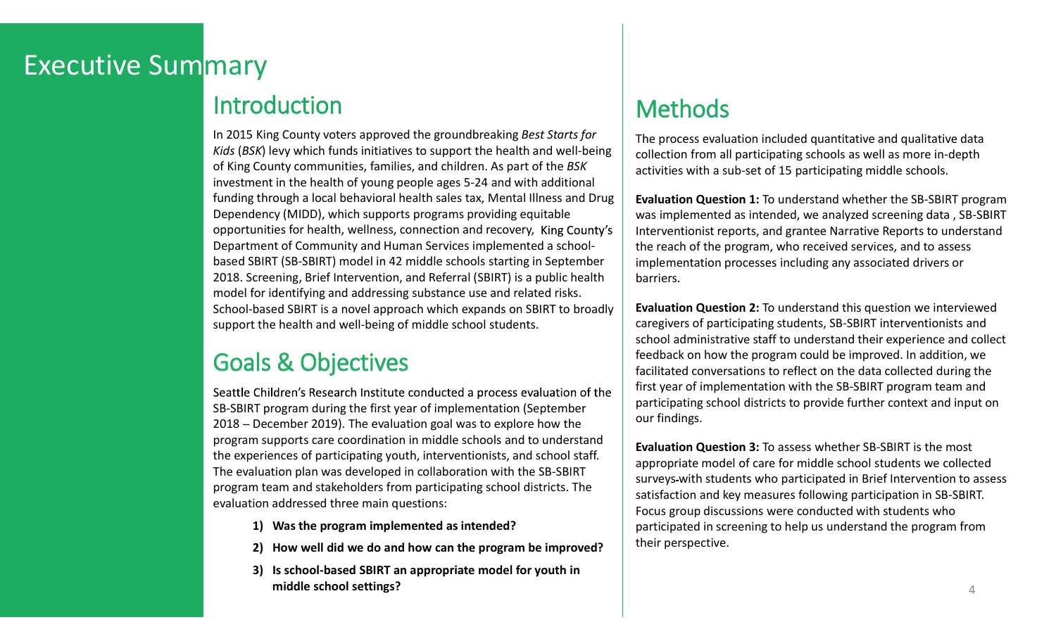# Executive Summary

## Introduction

In 2015 King County voters approved the groundbreaking *Best Starts for Kids* (*BSK*) levy which funds initiatives to support the health and well-being of King County communities, families, and children. As part of the *BSK* investment in the health of young people ages 5-24 and with additional funding through a local behavioral health sales tax, Mental Illness and Drug Dependency (MIDD), which supports programs providing equitable opportunities for health, wellness, connection and recovery, King County's Department of Community and Human Services implemented a school-based SBIRT (SB-SBIRT) model in 42 middle schools starting in September 2018. Screening, Brief Intervention, and Referral (SBIRT) is a public health model for identifying and addressing substance use and related risks. School-based SBIRT is a novel approach which expands on SBIRT to broadly support the health and well-being of middle school students.

## Goals & Objectives

Seattle Children's Research Institute conducted a process evaluation of the SB-SBIRT program during the first year of implementation (September 2018 – December 2019). The evaluation goal was to explore how the program supports care coordination in middle schools and to understand the experiences of participating youth, interventionists, and school staff. The evaluation plan was developed in collaboration with the SB-SBIRT program team and stakeholders from participating school districts. The evaluation addressed three main questions:

1) **Was the program implemented as intended?**
2) **How well did we do and how can the program be improved?**
3) **Is school-based SBIRT an appropriate model for youth in middle school settings?**

## Methods

The process evaluation included quantitative and qualitative data collection from all participating schools as well as more in-depth activities with a sub-set of 15 participating middle schools.

**Evaluation Question 1:** To understand whether the SB-SBIRT program was implemented as intended, we analyzed screening data , SB-SBIRT Interventionist reports, and grantee Narrative Reports to understand the reach of the program, who received services, and to assess implementation processes including any associated drivers or barriers.

**Evaluation Question 2:** To understand this question we interviewed caregivers of participating students, SB-SBIRT interventionists and school administrative staff to understand their experience and collect feedback on how the program could be improved. In addition, we facilitated conversations to reflect on the data collected during the first year of implementation with the SB-SBIRT program team and participating school districts to provide further context and input on our findings.

**Evaluation Question 3:** To assess whether SB-SBIRT is the most appropriate model of care for middle school students we collected surveys with students who participated in Brief Intervention to assess satisfaction and key measures following participation in SB-SBIRT. Focus group discussions were conducted with students who participated in screening to help us understand the program from their perspective.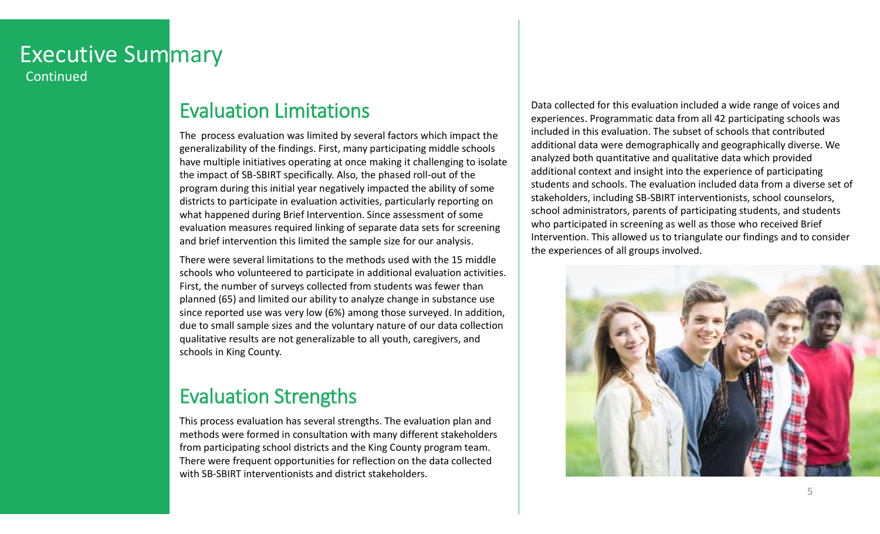# Executive Summary

Continued

## Evaluation Limitations

The process evaluation was limited by several factors which impact the generalizability of the findings. First, many participating middle schools have multiple initiatives operating at once making it challenging to isolate the impact of SB-SBIRT specifically. Also, the phased roll-out of the program during this initial year negatively impacted the ability of some districts to participate in evaluation activities, particularly reporting on what happened during Brief Intervention. Since assessment of some evaluation measures required linking of separate data sets for screening and brief intervention this limited the sample size for our analysis.

There were several limitations to the methods used with the 15 middle schools who volunteered to participate in additional evaluation activities. First, the number of surveys collected from students was fewer than planned (65) and limited our ability to analyze change in substance use since reported use was very low (6%) among those surveyed. In addition, due to small sample sizes and the voluntary nature of our data collection qualitative results are not generalizable to all youth, caregivers, and schools in King County.

## Evaluation Strengths

This process evaluation has several strengths. The evaluation plan and methods were formed in consultation with many different stakeholders from participating school districts and the King County program team. There were frequent opportunities for reflection on the data collected with SB-SBIRT interventionists and district stakeholders.

Data collected for this evaluation included a wide range of voices and experiences. Programmatic data from all 42 participating schools was included in this evaluation. The subset of schools that contributed additional data were demographically and geographically diverse. We analyzed both quantitative and qualitative data which provided additional context and insight into the experience of participating students and schools. The evaluation included data from a diverse set of stakeholders, including SB-SBIRT interventionists, school counselors, school administrators, parents of participating students, and students who participated in screening as well as those who received Brief Intervention. This allowed us to triangulate our findings and to consider the experiences of all groups involved.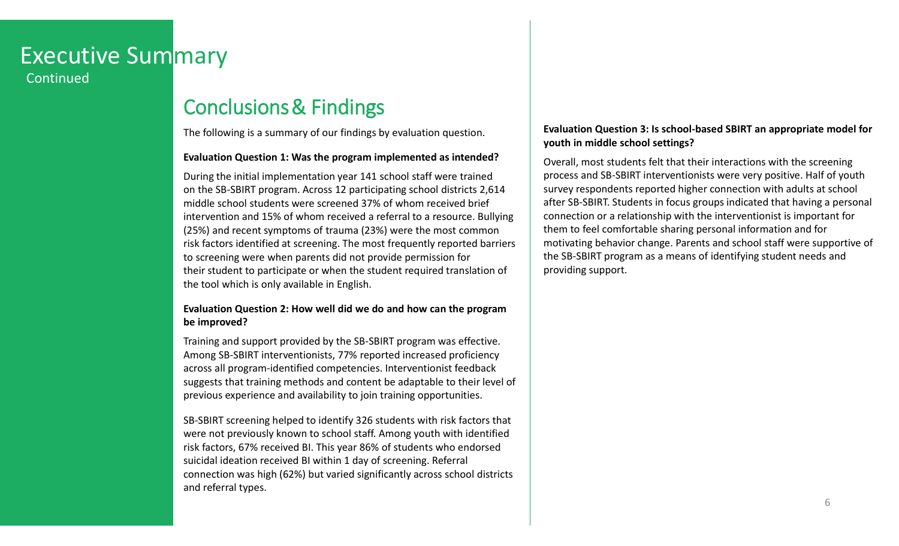# Executive Summary

Continued

## Conclusions & Findings

The following is a summary of our findings by evaluation question.

**Evaluation Question 1: Was the program implemented as intended?**

During the initial implementation year 141 school staff were trained on the SB-SBIRT program. Across 12 participating school districts 2,614 middle school students were screened 37% of whom received brief intervention and 15% of whom received a referral to a resource. Bullying (25%) and recent symptoms of trauma (23%) were the most common risk factors identified at screening. The most frequently reported barriers to screening were when parents did not provide permission for their student to participate or when the student required translation of the tool which is only available in English.

**Evaluation Question 2: How well did we do and how can the program be improved?**

Training and support provided by the SB-SBIRT program was effective. Among SB-SBIRT interventionists, 77% reported increased proficiency across all program-identified competencies. Interventionist feedback suggests that training methods and content be adaptable to their level of previous experience and availability to join training opportunities.

SB-SBIRT screening helped to identify 326 students with risk factors that were not previously known to school staff. Among youth with identified risk factors, 67% received BI. This year 86% of students who endorsed suicidal ideation received BI within 1 day of screening. Referral connection was high (62%) but varied significantly across school districts and referral types.

**Evaluation Question 3: Is school-based SBIRT an appropriate model for youth in middle school settings?**

Overall, most students felt that their interactions with the screening process and SB-SBIRT interventionists were very positive. Half of youth survey respondents reported higher connection with adults at school after SB-SBIRT. Students in focus groups indicated that having a personal connection or a relationship with the interventionist is important for them to feel comfortable sharing personal information and for motivating behavior change. Parents and school staff were supportive of the SB-SBIRT program as a means of identifying student needs and providing support.